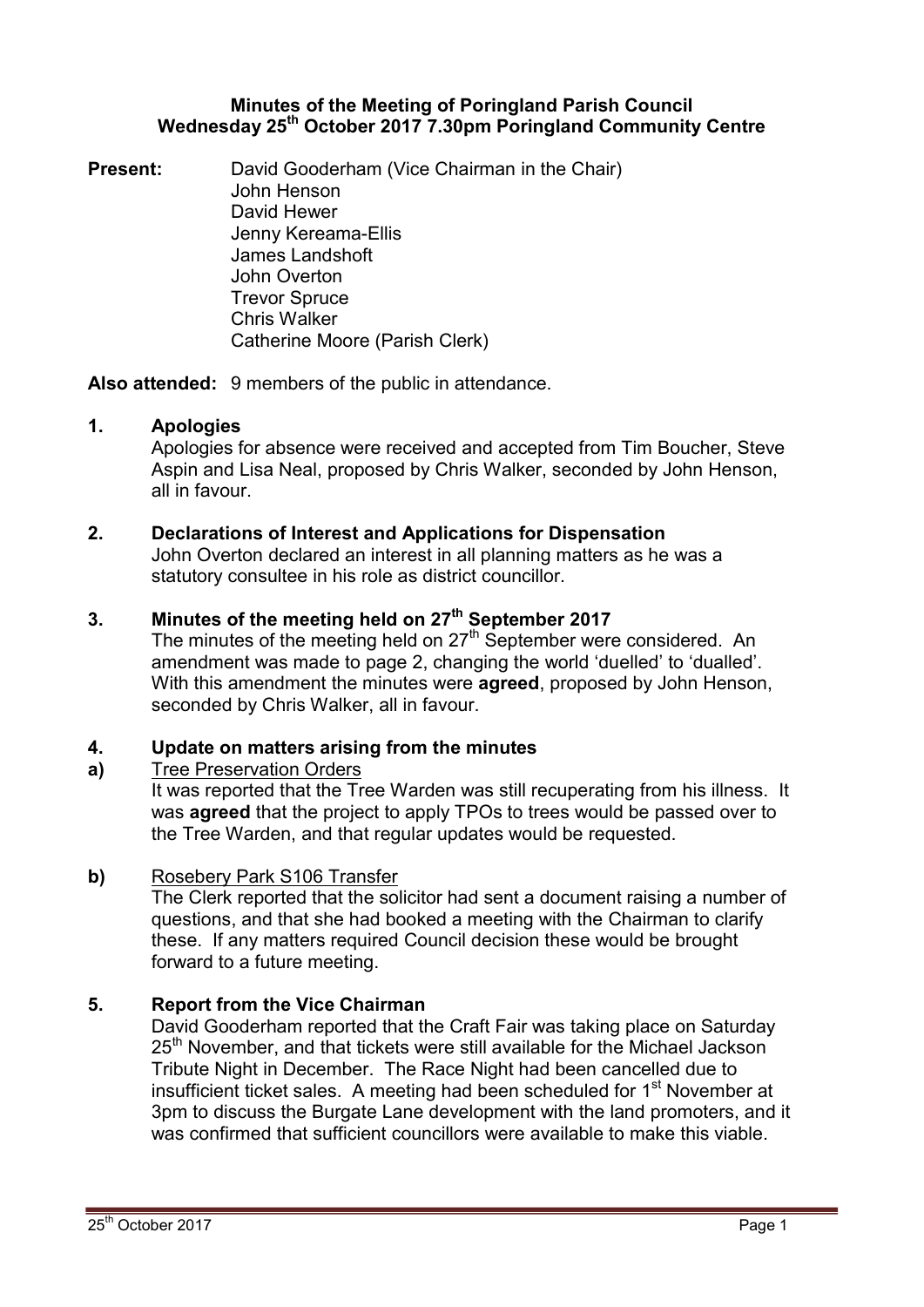**Minutes of the Meeting of Poringland Parish Council**
**Wednesday 25th October 2017 7.30pm Poringland Community Centre**

**Present:** David Gooderham (Vice Chairman in the Chair)
John Henson
David Hewer
Jenny Kereama-Ellis
James Landshoft
John Overton
Trevor Spruce
Chris Walker
Catherine Moore (Parish Clerk)

**Also attended:** 9 members of the public in attendance.

## 1. Apologies

Apologies for absence were received and accepted from Tim Boucher, Steve Aspin and Lisa Neal, proposed by Chris Walker, seconded by John Henson, all in favour.

## 2. Declarations of Interest and Applications for Dispensation

John Overton declared an interest in all planning matters as he was a statutory consultee in his role as district councillor.

## 3. Minutes of the meeting held on 27th September 2017

The minutes of the meeting held on 27th September were considered. An amendment was made to page 2, changing the world 'duelled' to 'dualled'. With this amendment the minutes were **agreed**, proposed by John Henson, seconded by Chris Walker, all in favour.

## 4. Update on matters arising from the minutes

**a)** Tree Preservation Orders

It was reported that the Tree Warden was still recuperating from his illness. It was **agreed** that the project to apply TPOs to trees would be passed over to the Tree Warden, and that regular updates would be requested.

**b)** Rosebery Park S106 Transfer

The Clerk reported that the solicitor had sent a document raising a number of questions, and that she had booked a meeting with the Chairman to clarify these. If any matters required Council decision these would be brought forward to a future meeting.

## 5. Report from the Vice Chairman

David Gooderham reported that the Craft Fair was taking place on Saturday 25th November, and that tickets were still available for the Michael Jackson Tribute Night in December. The Race Night had been cancelled due to insufficient ticket sales. A meeting had been scheduled for 1st November at 3pm to discuss the Burgate Lane development with the land promoters, and it was confirmed that sufficient councillors were available to make this viable.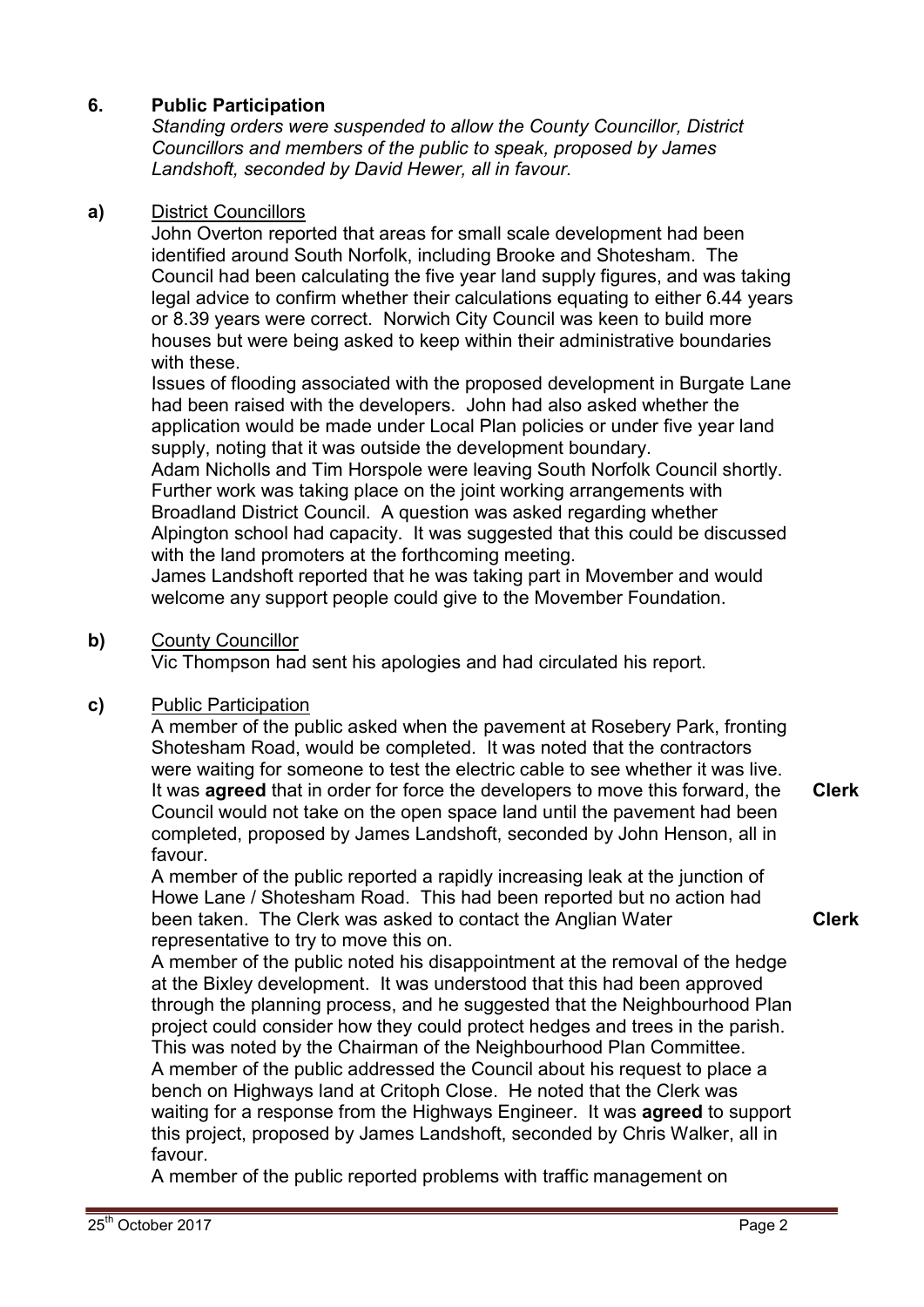## 6. Public Participation

*Standing orders were suspended to allow the County Councillor, District Councillors and members of the public to speak, proposed by James Landshoft, seconded by David Hewer, all in favour.*

**a)** District Councillors

John Overton reported that areas for small scale development had been identified around South Norfolk, including Brooke and Shotesham. The Council had been calculating the five year land supply figures, and was taking legal advice to confirm whether their calculations equating to either 6.44 years or 8.39 years were correct. Norwich City Council was keen to build more houses but were being asked to keep within their administrative boundaries with these.

Issues of flooding associated with the proposed development in Burgate Lane had been raised with the developers. John had also asked whether the application would be made under Local Plan policies or under five year land supply, noting that it was outside the development boundary.

Adam Nicholls and Tim Horspole were leaving South Norfolk Council shortly. Further work was taking place on the joint working arrangements with Broadland District Council. A question was asked regarding whether Alpington school had capacity. It was suggested that this could be discussed with the land promoters at the forthcoming meeting.

James Landshoft reported that he was taking part in Movember and would welcome any support people could give to the Movember Foundation.

**b)** County Councillor

Vic Thompson had sent his apologies and had circulated his report.

**c)** Public Participation

A member of the public asked when the pavement at Rosebery Park, fronting Shotesham Road, would be completed. It was noted that the contractors were waiting for someone to test the electric cable to see whether it was live. It was **agreed** that in order for force the developers to move this forward, the Council would not take on the open space land until the pavement had been completed, proposed by James Landshoft, seconded by John Henson, all in favour. **Clerk**

A member of the public reported a rapidly increasing leak at the junction of Howe Lane / Shotesham Road. This had been reported but no action had been taken. The Clerk was asked to contact the Anglian Water representative to try to move this on. **Clerk**

A member of the public noted his disappointment at the removal of the hedge at the Bixley development. It was understood that this had been approved through the planning process, and he suggested that the Neighbourhood Plan project could consider how they could protect hedges and trees in the parish. This was noted by the Chairman of the Neighbourhood Plan Committee.

A member of the public addressed the Council about his request to place a bench on Highways land at Critoph Close. He noted that the Clerk was waiting for a response from the Highways Engineer. It was **agreed** to support this project, proposed by James Landshoft, seconded by Chris Walker, all in favour.

A member of the public reported problems with traffic management on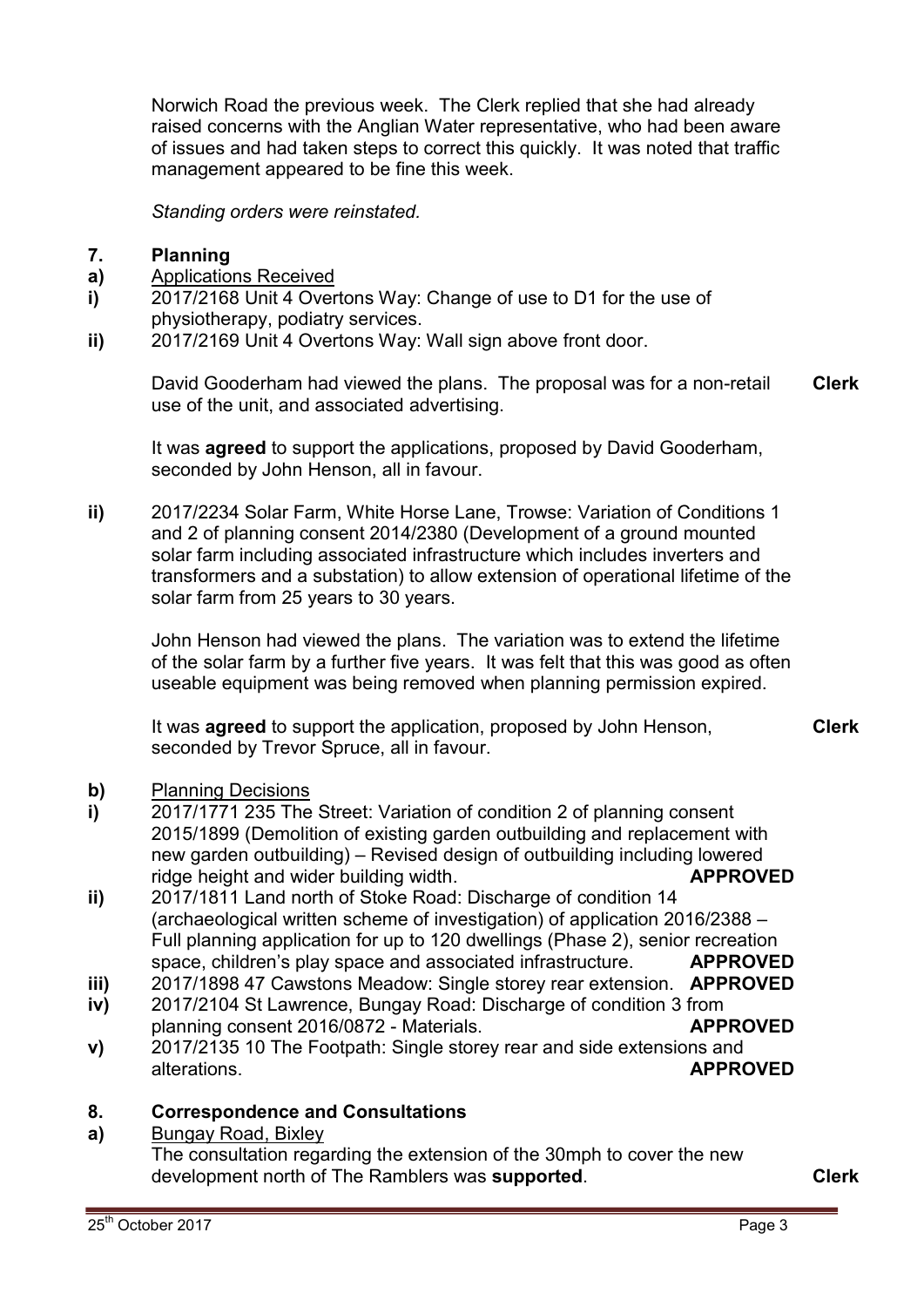Norwich Road the previous week. The Clerk replied that she had already raised concerns with the Anglian Water representative, who had been aware of issues and had taken steps to correct this quickly. It was noted that traffic management appeared to be fine this week.

*Standing orders were reinstated.*

## 7. Planning

**a)** Applications Received

**i)** 2017/2168 Unit 4 Overtons Way: Change of use to D1 for the use of physiotherapy, podiatry services.

**ii)** 2017/2169 Unit 4 Overtons Way: Wall sign above front door.

David Gooderham had viewed the plans. The proposal was for a non-retail use of the unit, and associated advertising. **Clerk**

It was **agreed** to support the applications, proposed by David Gooderham, seconded by John Henson, all in favour.

**ii)** 2017/2234 Solar Farm, White Horse Lane, Trowse: Variation of Conditions 1 and 2 of planning consent 2014/2380 (Development of a ground mounted solar farm including associated infrastructure which includes inverters and transformers and a substation) to allow extension of operational lifetime of the solar farm from 25 years to 30 years.

John Henson had viewed the plans. The variation was to extend the lifetime of the solar farm by a further five years. It was felt that this was good as often useable equipment was being removed when planning permission expired.

It was **agreed** to support the application, proposed by John Henson, seconded by Trevor Spruce, all in favour. **Clerk**

**b)** Planning Decisions

**i)** 2017/1771 235 The Street: Variation of condition 2 of planning consent 2015/1899 (Demolition of existing garden outbuilding and replacement with new garden outbuilding) – Revised design of outbuilding including lowered ridge height and wider building width. **APPROVED**

**ii)** 2017/1811 Land north of Stoke Road: Discharge of condition 14 (archaeological written scheme of investigation) of application 2016/2388 – Full planning application for up to 120 dwellings (Phase 2), senior recreation space, children's play space and associated infrastructure. **APPROVED**

**iii)** 2017/1898 47 Cawstons Meadow: Single storey rear extension. **APPROVED**

**iv)** 2017/2104 St Lawrence, Bungay Road: Discharge of condition 3 from planning consent 2016/0872 - Materials. **APPROVED**

**v)** 2017/2135 10 The Footpath: Single storey rear and side extensions and alterations. **APPROVED**

## 8. Correspondence and Consultations

**a)** Bungay Road, Bixley

The consultation regarding the extension of the 30mph to cover the new development north of The Ramblers was **supported**. **Clerk**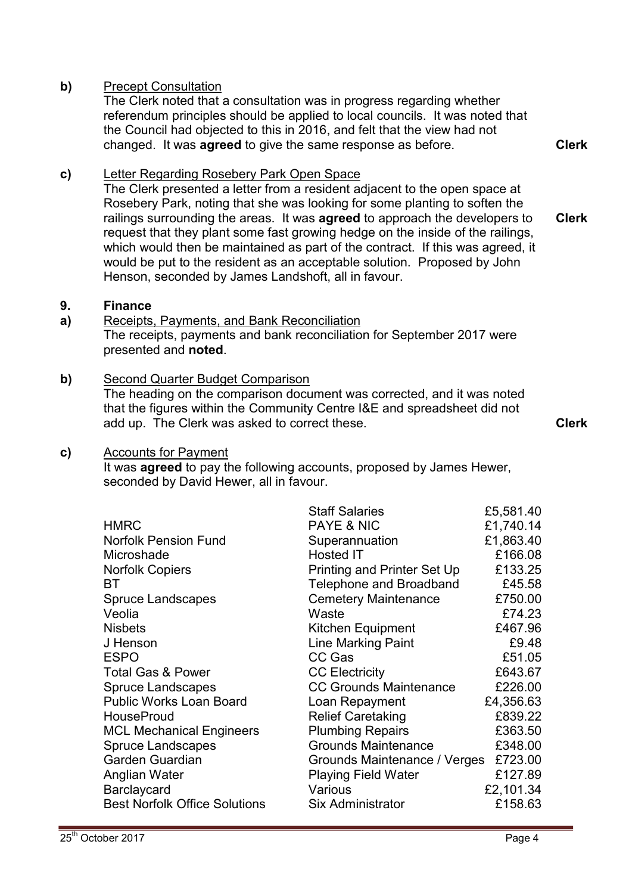**b)** Precept Consultation

The Clerk noted that a consultation was in progress regarding whether referendum principles should be applied to local councils. It was noted that the Council had objected to this in 2016, and felt that the view had not changed. It was **agreed** to give the same response as before. **Clerk**

**c)** Letter Regarding Rosebery Park Open Space

The Clerk presented a letter from a resident adjacent to the open space at Rosebery Park, noting that she was looking for some planting to soften the railings surrounding the areas. It was **agreed** to approach the developers to request that they plant some fast growing hedge on the inside of the railings, which would then be maintained as part of the contract. If this was agreed, it would be put to the resident as an acceptable solution. Proposed by John Henson, seconded by James Landshoft, all in favour. **Clerk**

## 9. Finance

**a)** Receipts, Payments, and Bank Reconciliation

The receipts, payments and bank reconciliation for September 2017 were presented and **noted**.

**b)** Second Quarter Budget Comparison

The heading on the comparison document was corrected, and it was noted that the figures within the Community Centre I&E and spreadsheet did not add up. The Clerk was asked to correct these. **Clerk**

**c)** Accounts for Payment

It was **agreed** to pay the following accounts, proposed by James Hewer, seconded by David Hewer, all in favour.

| | | |
|---|---|---|
| | Staff Salaries | £5,581.40 |
| HMRC | PAYE & NIC | £1,740.14 |
| Norfolk Pension Fund | Superannuation | £1,863.40 |
| Microshade | Hosted IT | £166.08 |
| Norfolk Copiers | Printing and Printer Set Up | £133.25 |
| BT | Telephone and Broadband | £45.58 |
| Spruce Landscapes | Cemetery Maintenance | £750.00 |
| Veolia | Waste | £74.23 |
| Nisbets | Kitchen Equipment | £467.96 |
| J Henson | Line Marking Paint | £9.48 |
| ESPO | CC Gas | £51.05 |
| Total Gas & Power | CC Electricity | £643.67 |
| Spruce Landscapes | CC Grounds Maintenance | £226.00 |
| Public Works Loan Board | Loan Repayment | £4,356.63 |
| HouseProud | Relief Caretaking | £839.22 |
| MCL Mechanical Engineers | Plumbing Repairs | £363.50 |
| Spruce Landscapes | Grounds Maintenance | £348.00 |
| Garden Guardian | Grounds Maintenance / Verges | £723.00 |
| Anglian Water | Playing Field Water | £127.89 |
| Barclaycard | Various | £2,101.34 |
| Best Norfolk Office Solutions | Six Administrator | £158.63 |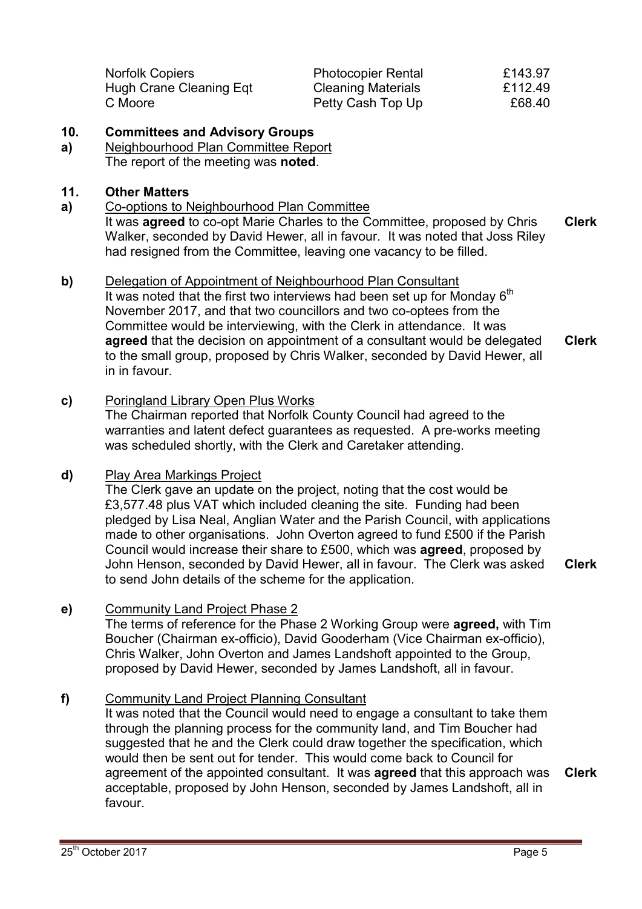| | | |
|---|---|---|
| Norfolk Copiers | Photocopier Rental | £143.97 |
| Hugh Crane Cleaning Eqt | Cleaning Materials | £112.49 |
| C Moore | Petty Cash Top Up | £68.40 |

**10. Committees and Advisory Groups**

**a)** Neighbourhood Plan Committee Report
The report of the meeting was **noted**.

**11. Other Matters**

**a)** Co-options to Neighbourhood Plan Committee
It was **agreed** to co-opt Marie Charles to the Committee, proposed by Chris Walker, seconded by David Hewer, all in favour. It was noted that Joss Riley had resigned from the Committee, leaving one vacancy to be filled. **Clerk**

**b)** Delegation of Appointment of Neighbourhood Plan Consultant
It was noted that the first two interviews had been set up for Monday 6th November 2017, and that two councillors and two co-optees from the Committee would be interviewing, with the Clerk in attendance. It was **agreed** that the decision on appointment of a consultant would be delegated to the small group, proposed by Chris Walker, seconded by David Hewer, all in in favour. **Clerk**

**c)** Poringland Library Open Plus Works
The Chairman reported that Norfolk County Council had agreed to the warranties and latent defect guarantees as requested. A pre-works meeting was scheduled shortly, with the Clerk and Caretaker attending.

**d)** Play Area Markings Project
The Clerk gave an update on the project, noting that the cost would be £3,577.48 plus VAT which included cleaning the site. Funding had been pledged by Lisa Neal, Anglian Water and the Parish Council, with applications made to other organisations. John Overton agreed to fund £500 if the Parish Council would increase their share to £500, which was **agreed**, proposed by John Henson, seconded by David Hewer, all in favour. The Clerk was asked to send John details of the scheme for the application. **Clerk**

**e)** Community Land Project Phase 2
The terms of reference for the Phase 2 Working Group were **agreed,** with Tim Boucher (Chairman ex-officio), David Gooderham (Vice Chairman ex-officio), Chris Walker, John Overton and James Landshoft appointed to the Group, proposed by David Hewer, seconded by James Landshoft, all in favour.

**f)** Community Land Project Planning Consultant
It was noted that the Council would need to engage a consultant to take them through the planning process for the community land, and Tim Boucher had suggested that he and the Clerk could draw together the specification, which would then be sent out for tender. This would come back to Council for agreement of the appointed consultant. It was **agreed** that this approach was acceptable, proposed by John Henson, seconded by James Landshoft, all in favour. **Clerk**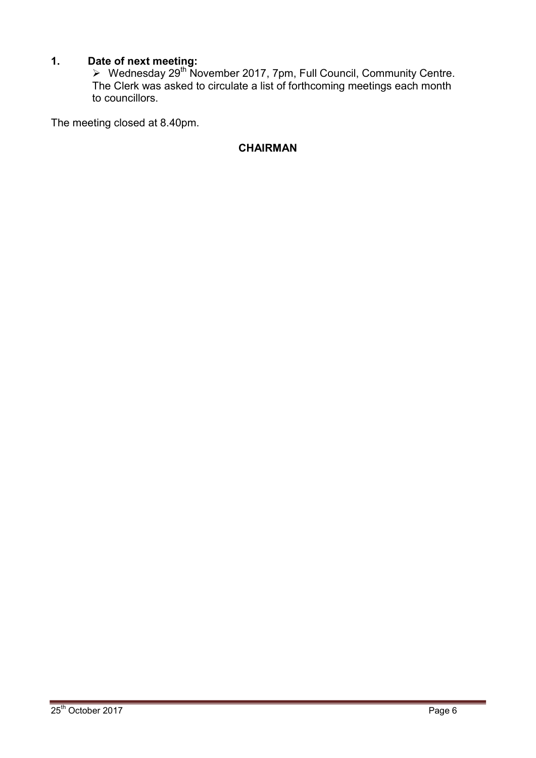## 1. Date of next meeting:

- Wednesday 29th November 2017, 7pm, Full Council, Community Centre.

The Clerk was asked to circulate a list of forthcoming meetings each month to councillors.

The meeting closed at 8.40pm.

**CHAIRMAN**